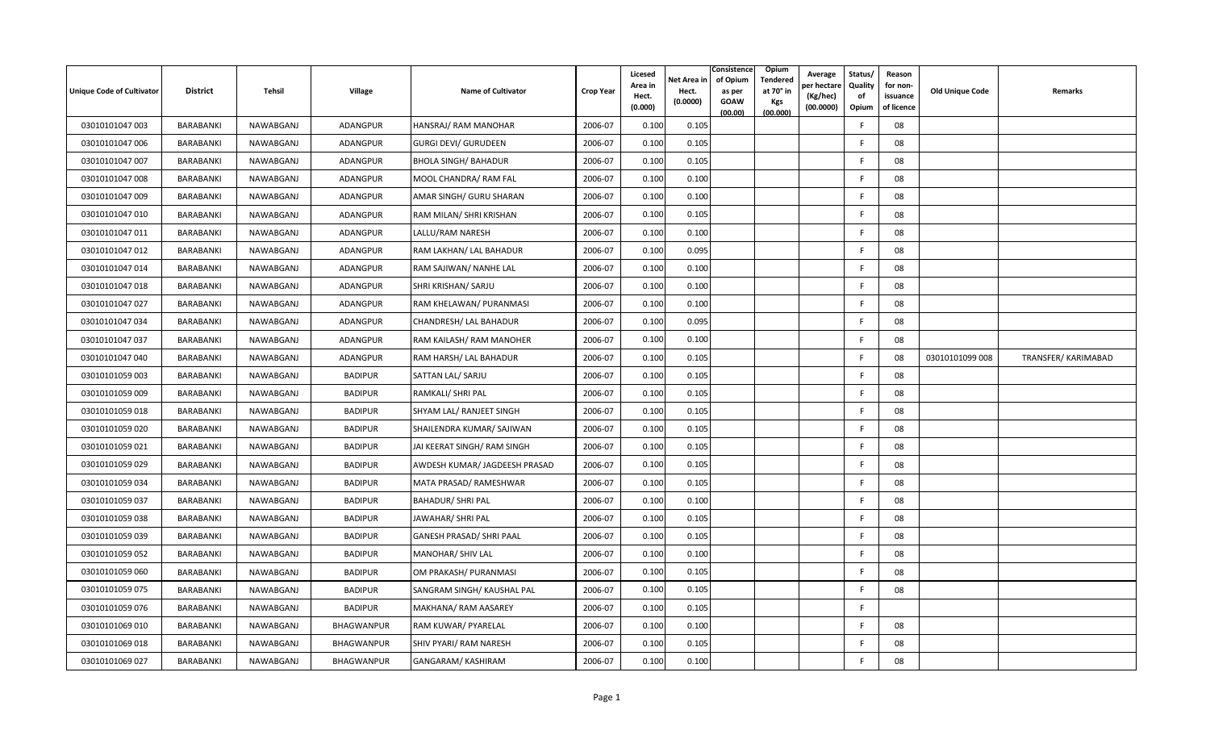| Unique Code of Cultivator | District | Tehsil | Village | Name of Cultivator | Crop Year | Licesed Area in Hect. (0.000) | Net Area in Hect. (0.0000) | Consistence of Opium as per GOAW (00.00) | Opium Tendered at 70° in Kgs (00.000) | Average per hectare (Kg/hec) (00.0000) | Status/ Quality of Opium | Reason for non-issuance of licence | Old Unique Code | Remarks |
|---|---|---|---|---|---|---|---|---|---|---|---|---|---|---|
| 03010101047 003 | BARABANKI | NAWABGANJ | ADANGPUR | HANSRAJ/ RAM MANOHAR | 2006-07 | 0.100 | 0.105 | | | | F | 08 | | |
| 03010101047 006 | BARABANKI | NAWABGANJ | ADANGPUR | GURGI DEVI/ GURUDEEN | 2006-07 | 0.100 | 0.105 | | | | F | 08 | | |
| 03010101047 007 | BARABANKI | NAWABGANJ | ADANGPUR | BHOLA SINGH/ BAHADUR | 2006-07 | 0.100 | 0.105 | | | | F | 08 | | |
| 03010101047 008 | BARABANKI | NAWABGANJ | ADANGPUR | MOOL CHANDRA/ RAM FAL | 2006-07 | 0.100 | 0.100 | | | | F | 08 | | |
| 03010101047 009 | BARABANKI | NAWABGANJ | ADANGPUR | AMAR SINGH/ GURU SHARAN | 2006-07 | 0.100 | 0.100 | | | | F | 08 | | |
| 03010101047 010 | BARABANKI | NAWABGANJ | ADANGPUR | RAM MILAN/ SHRI KRISHAN | 2006-07 | 0.100 | 0.105 | | | | F | 08 | | |
| 03010101047 011 | BARABANKI | NAWABGANJ | ADANGPUR | LALLU/RAM NARESH | 2006-07 | 0.100 | 0.100 | | | | F | 08 | | |
| 03010101047 012 | BARABANKI | NAWABGANJ | ADANGPUR | RAM LAKHAN/ LAL BAHADUR | 2006-07 | 0.100 | 0.095 | | | | F | 08 | | |
| 03010101047 014 | BARABANKI | NAWABGANJ | ADANGPUR | RAM SAJIWAN/ NANHE LAL | 2006-07 | 0.100 | 0.100 | | | | F | 08 | | |
| 03010101047 018 | BARABANKI | NAWABGANJ | ADANGPUR | SHRI KRISHAN/ SARJU | 2006-07 | 0.100 | 0.100 | | | | F | 08 | | |
| 03010101047 027 | BARABANKI | NAWABGANJ | ADANGPUR | RAM KHELAWAN/ PURANMASI | 2006-07 | 0.100 | 0.100 | | | | F | 08 | | |
| 03010101047 034 | BARABANKI | NAWABGANJ | ADANGPUR | CHANDRESH/ LAL BAHADUR | 2006-07 | 0.100 | 0.095 | | | | F | 08 | | |
| 03010101047 037 | BARABANKI | NAWABGANJ | ADANGPUR | RAM KAILASH/ RAM MANOHER | 2006-07 | 0.100 | 0.100 | | | | F | 08 | | |
| 03010101047 040 | BARABANKI | NAWABGANJ | ADANGPUR | RAM HARSH/ LAL BAHADUR | 2006-07 | 0.100 | 0.105 | | | | F | 08 | 03010101099 008 | TRANSFER/ KARIMABAD |
| 03010101059 003 | BARABANKI | NAWABGANJ | BADIPUR | SATTAN LAL/ SARJU | 2006-07 | 0.100 | 0.105 | | | | F | 08 | | |
| 03010101059 009 | BARABANKI | NAWABGANJ | BADIPUR | RAMKALI/ SHRI PAL | 2006-07 | 0.100 | 0.105 | | | | F | 08 | | |
| 03010101059 018 | BARABANKI | NAWABGANJ | BADIPUR | SHYAM LAL/ RANJEET SINGH | 2006-07 | 0.100 | 0.105 | | | | F | 08 | | |
| 03010101059 020 | BARABANKI | NAWABGANJ | BADIPUR | SHAILENDRA KUMAR/ SAJIWAN | 2006-07 | 0.100 | 0.105 | | | | F | 08 | | |
| 03010101059 021 | BARABANKI | NAWABGANJ | BADIPUR | JAI KEERAT SINGH/ RAM SINGH | 2006-07 | 0.100 | 0.105 | | | | F | 08 | | |
| 03010101059 029 | BARABANKI | NAWABGANJ | BADIPUR | AWDESH KUMAR/ JAGDEESH PRASAD | 2006-07 | 0.100 | 0.105 | | | | F | 08 | | |
| 03010101059 034 | BARABANKI | NAWABGANJ | BADIPUR | MATA PRASAD/ RAMESHWAR | 2006-07 | 0.100 | 0.105 | | | | F | 08 | | |
| 03010101059 037 | BARABANKI | NAWABGANJ | BADIPUR | BAHADUR/ SHRI PAL | 2006-07 | 0.100 | 0.100 | | | | F | 08 | | |
| 03010101059 038 | BARABANKI | NAWABGANJ | BADIPUR | JAWAHAR/ SHRI PAL | 2006-07 | 0.100 | 0.105 | | | | F | 08 | | |
| 03010101059 039 | BARABANKI | NAWABGANJ | BADIPUR | GANESH PRASAD/ SHRI PAAL | 2006-07 | 0.100 | 0.105 | | | | F | 08 | | |
| 03010101059 052 | BARABANKI | NAWABGANJ | BADIPUR | MANOHAR/ SHIV LAL | 2006-07 | 0.100 | 0.100 | | | | F | 08 | | |
| 03010101059 060 | BARABANKI | NAWABGANJ | BADIPUR | OM PRAKASH/ PURANMASI | 2006-07 | 0.100 | 0.105 | | | | F | 08 | | |
| 03010101059 075 | BARABANKI | NAWABGANJ | BADIPUR | SANGRAM SINGH/ KAUSHAL PAL | 2006-07 | 0.100 | 0.105 | | | | F | 08 | | |
| 03010101059 076 | BARABANKI | NAWABGANJ | BADIPUR | MAKHANA/ RAM AASAREY | 2006-07 | 0.100 | 0.105 | | | | F | | | |
| 03010101069 010 | BARABANKI | NAWABGANJ | BHAGWANPUR | RAM KUWAR/ PYARELAL | 2006-07 | 0.100 | 0.100 | | | | F | 08 | | |
| 03010101069 018 | BARABANKI | NAWABGANJ | BHAGWANPUR | SHIV PYARI/ RAM NARESH | 2006-07 | 0.100 | 0.105 | | | | F | 08 | | |
| 03010101069 027 | BARABANKI | NAWABGANJ | BHAGWANPUR | GANGARAM/ KASHIRAM | 2006-07 | 0.100 | 0.100 | | | | F | 08 | | |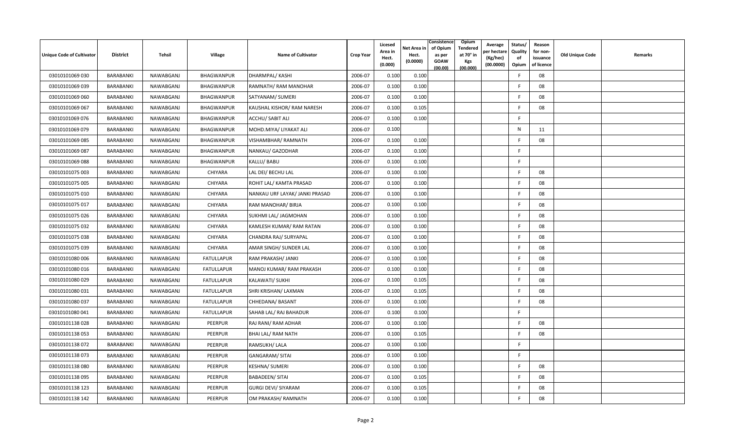| Unique Code of Cultivator | District | Tehsil | Village | Name of Cultivator | Crop Year | Licesed Area in Hect. (0.000) | Net Area in Hect. (0.0000) | Consistence of Opium as per GOAW (00.00) | Opium Tendered at 70° in Kgs (00.000) | Average per hectare (Kg/hec) (00.0000) | Status/ Quality of Opium | Reason for non-issuance of licence | Old Unique Code | Remarks |
|---|---|---|---|---|---|---|---|---|---|---|---|---|---|---|
| 03010101069 030 | BARABANKI | NAWABGANJ | BHAGWANPUR | DHARMPAL/ KASHI | 2006-07 | 0.100 | 0.100 | | | | F | 08 | | |
| 03010101069 039 | BARABANKI | NAWABGANJ | BHAGWANPUR | RAMNATH/ RAM MANOHAR | 2006-07 | 0.100 | 0.100 | | | | F | 08 | | |
| 03010101069 060 | BARABANKI | NAWABGANJ | BHAGWANPUR | SATYANAM/ SUMERI | 2006-07 | 0.100 | 0.100 | | | | F | 08 | | |
| 03010101069 067 | BARABANKI | NAWABGANJ | BHAGWANPUR | KAUSHAL KISHOR/ RAM NARESH | 2006-07 | 0.100 | 0.105 | | | | F | 08 | | |
| 03010101069 076 | BARABANKI | NAWABGANJ | BHAGWANPUR | ACCHU/ SABIT ALI | 2006-07 | 0.100 | 0.100 | | | | F | | | |
| 03010101069 079 | BARABANKI | NAWABGANJ | BHAGWANPUR | MOHD.MIYA/ LIYAKAT ALI | 2006-07 | 0.100 | | | | | N | 11 | | |
| 03010101069 085 | BARABANKI | NAWABGANJ | BHAGWANPUR | VISHAMBHAR/ RAMNATH | 2006-07 | 0.100 | 0.100 | | | | F | 08 | | |
| 03010101069 087 | BARABANKI | NAWABGANJ | BHAGWANPUR | NANKAU/ GAZODHAR | 2006-07 | 0.100 | 0.100 | | | | F | | | |
| 03010101069 088 | BARABANKI | NAWABGANJ | BHAGWANPUR | KALLU/ BABU | 2006-07 | 0.100 | 0.100 | | | | F | | | |
| 03010101075 003 | BARABANKI | NAWABGANJ | CHIYARA | LAL DEI/ BECHU LAL | 2006-07 | 0.100 | 0.100 | | | | F | 08 | | |
| 03010101075 005 | BARABANKI | NAWABGANJ | CHIYARA | ROHIT LAL/ KAMTA PRASAD | 2006-07 | 0.100 | 0.100 | | | | F | 08 | | |
| 03010101075 010 | BARABANKI | NAWABGANJ | CHIYARA | NANKAU URF LAYAK/ JANKI PRASAD | 2006-07 | 0.100 | 0.100 | | | | F | 08 | | |
| 03010101075 017 | BARABANKI | NAWABGANJ | CHIYARA | RAM MANOHAR/ BIRJA | 2006-07 | 0.100 | 0.100 | | | | F | 08 | | |
| 03010101075 026 | BARABANKI | NAWABGANJ | CHIYARA | SUKHMI LAL/ JAGMOHAN | 2006-07 | 0.100 | 0.100 | | | | F | 08 | | |
| 03010101075 032 | BARABANKI | NAWABGANJ | CHIYARA | KAMLESH KUMAR/ RAM RATAN | 2006-07 | 0.100 | 0.100 | | | | F | 08 | | |
| 03010101075 038 | BARABANKI | NAWABGANJ | CHIYARA | CHANDRA RAJ/ SURYAPAL | 2006-07 | 0.100 | 0.100 | | | | F | 08 | | |
| 03010101075 039 | BARABANKI | NAWABGANJ | CHIYARA | AMAR SINGH/ SUNDER LAL | 2006-07 | 0.100 | 0.100 | | | | F | 08 | | |
| 03010101080 006 | BARABANKI | NAWABGANJ | FATULLAPUR | RAM PRAKASH/ JANKI | 2006-07 | 0.100 | 0.100 | | | | F | 08 | | |
| 03010101080 016 | BARABANKI | NAWABGANJ | FATULLAPUR | MANOJ KUMAR/ RAM PRAKASH | 2006-07 | 0.100 | 0.100 | | | | F | 08 | | |
| 03010101080 029 | BARABANKI | NAWABGANJ | FATULLAPUR | KALAWATI/ SUKHI | 2006-07 | 0.100 | 0.105 | | | | F | 08 | | |
| 03010101080 031 | BARABANKI | NAWABGANJ | FATULLAPUR | SHRI KRISHAN/ LAXMAN | 2006-07 | 0.100 | 0.105 | | | | F | 08 | | |
| 03010101080 037 | BARABANKI | NAWABGANJ | FATULLAPUR | CHHEDANA/ BASANT | 2006-07 | 0.100 | 0.100 | | | | F | 08 | | |
| 03010101080 041 | BARABANKI | NAWABGANJ | FATULLAPUR | SAHAB LAL/ RAJ BAHADUR | 2006-07 | 0.100 | 0.100 | | | | F | | | |
| 03010101138 028 | BARABANKI | NAWABGANJ | PEERPUR | RAJ RANI/ RAM ADHAR | 2006-07 | 0.100 | 0.100 | | | | F | 08 | | |
| 03010101138 053 | BARABANKI | NAWABGANJ | PEERPUR | BHAI LAL/ RAM NATH | 2006-07 | 0.100 | 0.105 | | | | F | 08 | | |
| 03010101138 072 | BARABANKI | NAWABGANJ | PEERPUR | RAMSUKH/ LALA | 2006-07 | 0.100 | 0.100 | | | | F | | | |
| 03010101138 073 | BARABANKI | NAWABGANJ | PEERPUR | GANGARAM/ SITAI | 2006-07 | 0.100 | 0.100 | | | | F | | | |
| 03010101138 080 | BARABANKI | NAWABGANJ | PEERPUR | KESHNA/ SUMERI | 2006-07 | 0.100 | 0.100 | | | | F | 08 | | |
| 03010101138 095 | BARABANKI | NAWABGANJ | PEERPUR | BABADEEN/ SITAI | 2006-07 | 0.100 | 0.105 | | | | F | 08 | | |
| 03010101138 123 | BARABANKI | NAWABGANJ | PEERPUR | GURGI DEVI/ SIYARAM | 2006-07 | 0.100 | 0.105 | | | | F | 08 | | |
| 03010101138 142 | BARABANKI | NAWABGANJ | PEERPUR | OM PRAKASH/ RAMNATH | 2006-07 | 0.100 | 0.100 | | | | F | 08 | | |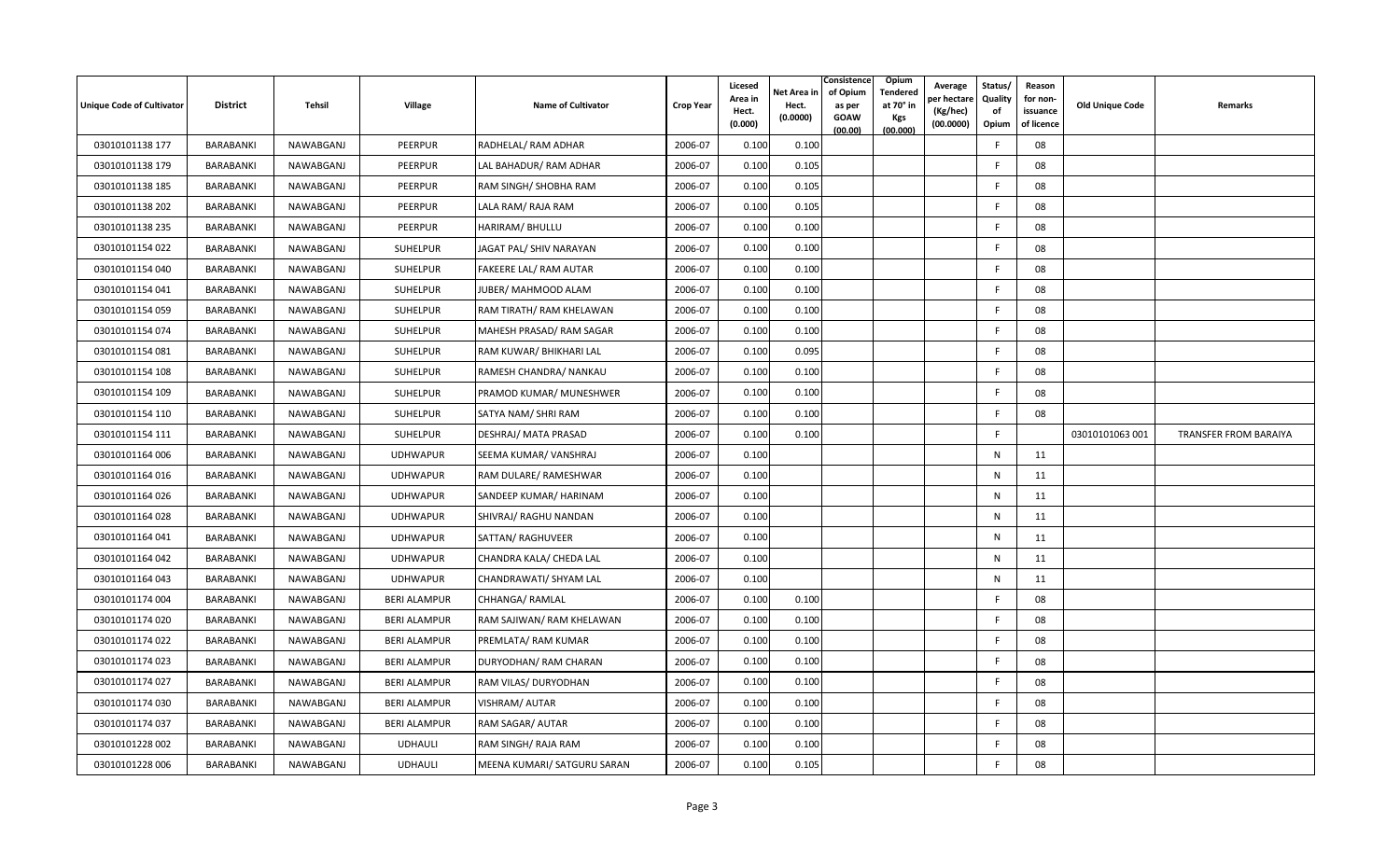| Unique Code of Cultivator | District | Tehsil | Village | Name of Cultivator | Crop Year | Licesed Area in Hect. (0.000) | Net Area in Hect. (0.0000) | Consistence of Opium as per GOAW (00.00) | Opium Tendered at 70° in Kgs (00.000) | Average per hectare (Kg/hec) (00.0000) | Status/ Quality of Opium | Reason for non-issuance of licence | Old Unique Code | Remarks |
|---|---|---|---|---|---|---|---|---|---|---|---|---|---|---|
| 03010101138 177 | BARABANKI | NAWABGANJ | PEERPUR | RADHELAL/ RAM ADHAR | 2006-07 | 0.100 | 0.100 | | | | F | 08 | | |
| 03010101138 179 | BARABANKI | NAWABGANJ | PEERPUR | LAL BAHADUR/ RAM ADHAR | 2006-07 | 0.100 | 0.105 | | | | F | 08 | | |
| 03010101138 185 | BARABANKI | NAWABGANJ | PEERPUR | RAM SINGH/ SHOBHA RAM | 2006-07 | 0.100 | 0.105 | | | | F | 08 | | |
| 03010101138 202 | BARABANKI | NAWABGANJ | PEERPUR | LALA RAM/ RAJA RAM | 2006-07 | 0.100 | 0.105 | | | | F | 08 | | |
| 03010101138 235 | BARABANKI | NAWABGANJ | PEERPUR | HARIRAM/ BHULLU | 2006-07 | 0.100 | 0.100 | | | | F | 08 | | |
| 03010101154 022 | BARABANKI | NAWABGANJ | SUHELPUR | JAGAT PAL/ SHIV NARAYAN | 2006-07 | 0.100 | 0.100 | | | | F | 08 | | |
| 03010101154 040 | BARABANKI | NAWABGANJ | SUHELPUR | FAKEERE LAL/ RAM AUTAR | 2006-07 | 0.100 | 0.100 | | | | F | 08 | | |
| 03010101154 041 | BARABANKI | NAWABGANJ | SUHELPUR | JUBER/ MAHMOOD ALAM | 2006-07 | 0.100 | 0.100 | | | | F | 08 | | |
| 03010101154 059 | BARABANKI | NAWABGANJ | SUHELPUR | RAM TIRATH/ RAM KHELAWAN | 2006-07 | 0.100 | 0.100 | | | | F | 08 | | |
| 03010101154 074 | BARABANKI | NAWABGANJ | SUHELPUR | MAHESH PRASAD/ RAM SAGAR | 2006-07 | 0.100 | 0.100 | | | | F | 08 | | |
| 03010101154 081 | BARABANKI | NAWABGANJ | SUHELPUR | RAM KUWAR/ BHIKHARI LAL | 2006-07 | 0.100 | 0.095 | | | | F | 08 | | |
| 03010101154 108 | BARABANKI | NAWABGANJ | SUHELPUR | RAMESH CHANDRA/ NANKAU | 2006-07 | 0.100 | 0.100 | | | | F | 08 | | |
| 03010101154 109 | BARABANKI | NAWABGANJ | SUHELPUR | PRAMOD KUMAR/ MUNESHWER | 2006-07 | 0.100 | 0.100 | | | | F | 08 | | |
| 03010101154 110 | BARABANKI | NAWABGANJ | SUHELPUR | SATYA NAM/ SHRI RAM | 2006-07 | 0.100 | 0.100 | | | | F | 08 | | |
| 03010101154 111 | BARABANKI | NAWABGANJ | SUHELPUR | DESHRAJ/ MATA PRASAD | 2006-07 | 0.100 | 0.100 | | | | F | | 03010101063 001 | TRANSFER FROM BARAIYA |
| 03010101164 006 | BARABANKI | NAWABGANJ | UDHWAPUR | SEEMA KUMAR/ VANSHRAJ | 2006-07 | 0.100 | | | | | N | 11 | | |
| 03010101164 016 | BARABANKI | NAWABGANJ | UDHWAPUR | RAM DULARE/ RAMESHWAR | 2006-07 | 0.100 | | | | | N | 11 | | |
| 03010101164 026 | BARABANKI | NAWABGANJ | UDHWAPUR | SANDEEP KUMAR/ HARINAM | 2006-07 | 0.100 | | | | | N | 11 | | |
| 03010101164 028 | BARABANKI | NAWABGANJ | UDHWAPUR | SHIVRAJ/ RAGHU NANDAN | 2006-07 | 0.100 | | | | | N | 11 | | |
| 03010101164 041 | BARABANKI | NAWABGANJ | UDHWAPUR | SATTAN/ RAGHUVEER | 2006-07 | 0.100 | | | | | N | 11 | | |
| 03010101164 042 | BARABANKI | NAWABGANJ | UDHWAPUR | CHANDRA KALA/ CHEDA LAL | 2006-07 | 0.100 | | | | | N | 11 | | |
| 03010101164 043 | BARABANKI | NAWABGANJ | UDHWAPUR | CHANDRAWATI/ SHYAM LAL | 2006-07 | 0.100 | | | | | N | 11 | | |
| 03010101174 004 | BARABANKI | NAWABGANJ | BERI ALAMPUR | CHHANGA/ RAMLAL | 2006-07 | 0.100 | 0.100 | | | | F | 08 | | |
| 03010101174 020 | BARABANKI | NAWABGANJ | BERI ALAMPUR | RAM SAJIWAN/ RAM KHELAWAN | 2006-07 | 0.100 | 0.100 | | | | F | 08 | | |
| 03010101174 022 | BARABANKI | NAWABGANJ | BERI ALAMPUR | PREMLATA/ RAM KUMAR | 2006-07 | 0.100 | 0.100 | | | | F | 08 | | |
| 03010101174 023 | BARABANKI | NAWABGANJ | BERI ALAMPUR | DURYODHAN/ RAM CHARAN | 2006-07 | 0.100 | 0.100 | | | | F | 08 | | |
| 03010101174 027 | BARABANKI | NAWABGANJ | BERI ALAMPUR | RAM VILAS/ DURYODHAN | 2006-07 | 0.100 | 0.100 | | | | F | 08 | | |
| 03010101174 030 | BARABANKI | NAWABGANJ | BERI ALAMPUR | VISHRAM/ AUTAR | 2006-07 | 0.100 | 0.100 | | | | F | 08 | | |
| 03010101174 037 | BARABANKI | NAWABGANJ | BERI ALAMPUR | RAM SAGAR/ AUTAR | 2006-07 | 0.100 | 0.100 | | | | F | 08 | | |
| 03010101228 002 | BARABANKI | NAWABGANJ | UDHAULI | RAM SINGH/ RAJA RAM | 2006-07 | 0.100 | 0.100 | | | | F | 08 | | |
| 03010101228 006 | BARABANKI | NAWABGANJ | UDHAULI | MEENA KUMARI/ SATGURU SARAN | 2006-07 | 0.100 | 0.105 | | | | F | 08 | | |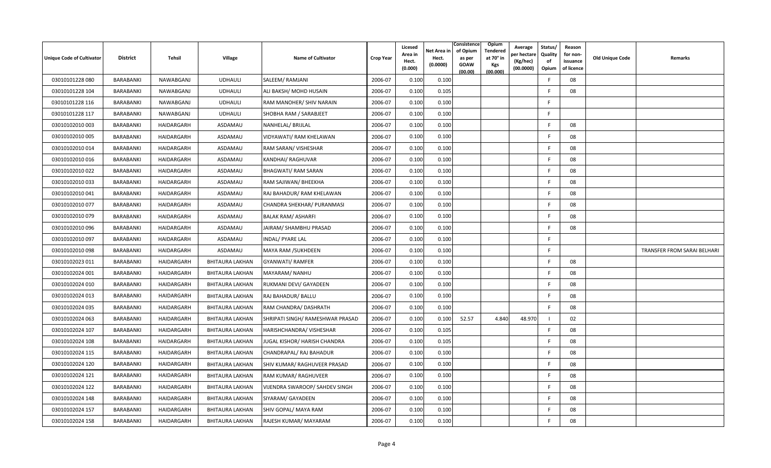| Unique Code of Cultivator | District | Tehsil | Village | Name of Cultivator | Crop Year | Licesed Area in Hect. (0.000) | Net Area in Hect. (0.0000) | Consistence of Opium as per GOAW (00.00) | Opium Tendered at 70° in Kgs (00.000) | Average per hectare (Kg/hec) (00.0000) | Status/ Quality of Opium | Reason for non-issuance of licence | Old Unique Code | Remarks |
|---|---|---|---|---|---|---|---|---|---|---|---|---|---|---|
| 03010101228 080 | BARABANKI | NAWABGANJ | UDHAULI | SALEEM/ RAMJANI | 2006-07 | 0.100 | 0.100 | | | | F | 08 | | |
| 03010101228 104 | BARABANKI | NAWABGANJ | UDHAULI | ALI BAKSH/ MOHD HUSAIN | 2006-07 | 0.100 | 0.105 | | | | F | 08 | | |
| 03010101228 116 | BARABANKI | NAWABGANJ | UDHAULI | RAM MANOHER/ SHIV NARAIN | 2006-07 | 0.100 | 0.100 | | | | F | | | |
| 03010101228 117 | BARABANKI | NAWABGANJ | UDHAULI | SHOBHA RAM / SARABJEET | 2006-07 | 0.100 | 0.100 | | | | F | | | |
| 03010102010 003 | BARABANKI | HAIDARGARH | ASDAMAU | NANHELAL/ BRIJLAL | 2006-07 | 0.100 | 0.100 | | | | F | 08 | | |
| 03010102010 005 | BARABANKI | HAIDARGARH | ASDAMAU | VIDYAWATI/ RAM KHELAWAN | 2006-07 | 0.100 | 0.100 | | | | F | 08 | | |
| 03010102010 014 | BARABANKI | HAIDARGARH | ASDAMAU | RAM SARAN/ VISHESHAR | 2006-07 | 0.100 | 0.100 | | | | F | 08 | | |
| 03010102010 016 | BARABANKI | HAIDARGARH | ASDAMAU | KANDHAI/ RAGHUVAR | 2006-07 | 0.100 | 0.100 | | | | F | 08 | | |
| 03010102010 022 | BARABANKI | HAIDARGARH | ASDAMAU | BHAGWATI/ RAM SARAN | 2006-07 | 0.100 | 0.100 | | | | F | 08 | | |
| 03010102010 033 | BARABANKI | HAIDARGARH | ASDAMAU | RAM SAJIWAN/ BHEEKHA | 2006-07 | 0.100 | 0.100 | | | | F | 08 | | |
| 03010102010 041 | BARABANKI | HAIDARGARH | ASDAMAU | RAJ BAHADUR/ RAM KHELAWAN | 2006-07 | 0.100 | 0.100 | | | | F | 08 | | |
| 03010102010 077 | BARABANKI | HAIDARGARH | ASDAMAU | CHANDRA SHEKHAR/ PURANMASI | 2006-07 | 0.100 | 0.100 | | | | F | 08 | | |
| 03010102010 079 | BARABANKI | HAIDARGARH | ASDAMAU | BALAK RAM/ ASHARFI | 2006-07 | 0.100 | 0.100 | | | | F | 08 | | |
| 03010102010 096 | BARABANKI | HAIDARGARH | ASDAMAU | JAIRAM/ SHAMBHU PRASAD | 2006-07 | 0.100 | 0.100 | | | | F | 08 | | |
| 03010102010 097 | BARABANKI | HAIDARGARH | ASDAMAU | INDAL/ PYARE LAL | 2006-07 | 0.100 | 0.100 | | | | F | | | |
| 03010102010 098 | BARABANKI | HAIDARGARH | ASDAMAU | MAYA RAM /SUKHDEEN | 2006-07 | 0.100 | 0.100 | | | | F | | | TRANSFER FROM SARAI BELHARI |
| 03010102023 011 | BARABANKI | HAIDARGARH | BHITAURA LAKHAN | GYANWATI/ RAMFER | 2006-07 | 0.100 | 0.100 | | | | F | 08 | | |
| 03010102024 001 | BARABANKI | HAIDARGARH | BHITAURA LAKHAN | MAYARAM/ NANHU | 2006-07 | 0.100 | 0.100 | | | | F | 08 | | |
| 03010102024 010 | BARABANKI | HAIDARGARH | BHITAURA LAKHAN | RUKMANI DEVI/ GAYADEEN | 2006-07 | 0.100 | 0.100 | | | | F | 08 | | |
| 03010102024 013 | BARABANKI | HAIDARGARH | BHITAURA LAKHAN | RAJ BAHADUR/ BALLU | 2006-07 | 0.100 | 0.100 | | | | F | 08 | | |
| 03010102024 035 | BARABANKI | HAIDARGARH | BHITAURA LAKHAN | RAM CHANDRA/ DASHRATH | 2006-07 | 0.100 | 0.100 | | | | F | 08 | | |
| 03010102024 063 | BARABANKI | HAIDARGARH | BHITAURA LAKHAN | SHRIPATI SINGH/ RAMESHWAR PRASAD | 2006-07 | 0.100 | 0.100 | 52.57 | 4.840 | 48.970 | I | 02 | | |
| 03010102024 107 | BARABANKI | HAIDARGARH | BHITAURA LAKHAN | HARISHCHANDRA/ VISHESHAR | 2006-07 | 0.100 | 0.105 | | | | F | 08 | | |
| 03010102024 108 | BARABANKI | HAIDARGARH | BHITAURA LAKHAN | JUGAL KISHOR/ HARISH CHANDRA | 2006-07 | 0.100 | 0.105 | | | | F | 08 | | |
| 03010102024 115 | BARABANKI | HAIDARGARH | BHITAURA LAKHAN | CHANDRAPAL/ RAJ BAHADUR | 2006-07 | 0.100 | 0.100 | | | | F | 08 | | |
| 03010102024 120 | BARABANKI | HAIDARGARH | BHITAURA LAKHAN | SHIV KUMAR/ RAGHUVEER PRASAD | 2006-07 | 0.100 | 0.100 | | | | F | 08 | | |
| 03010102024 121 | BARABANKI | HAIDARGARH | BHITAURA LAKHAN | RAM KUMAR/ RAGHUVEER | 2006-07 | 0.100 | 0.100 | | | | F | 08 | | |
| 03010102024 122 | BARABANKI | HAIDARGARH | BHITAURA LAKHAN | VIJENDRA SWAROOP/ SAHDEV SINGH | 2006-07 | 0.100 | 0.100 | | | | F | 08 | | |
| 03010102024 148 | BARABANKI | HAIDARGARH | BHITAURA LAKHAN | SIYARAM/ GAYADEEN | 2006-07 | 0.100 | 0.100 | | | | F | 08 | | |
| 03010102024 157 | BARABANKI | HAIDARGARH | BHITAURA LAKHAN | SHIV GOPAL/ MAYA RAM | 2006-07 | 0.100 | 0.100 | | | | F | 08 | | |
| 03010102024 158 | BARABANKI | HAIDARGARH | BHITAURA LAKHAN | RAJESH KUMAR/ MAYARAM | 2006-07 | 0.100 | 0.100 | | | | F | 08 | | |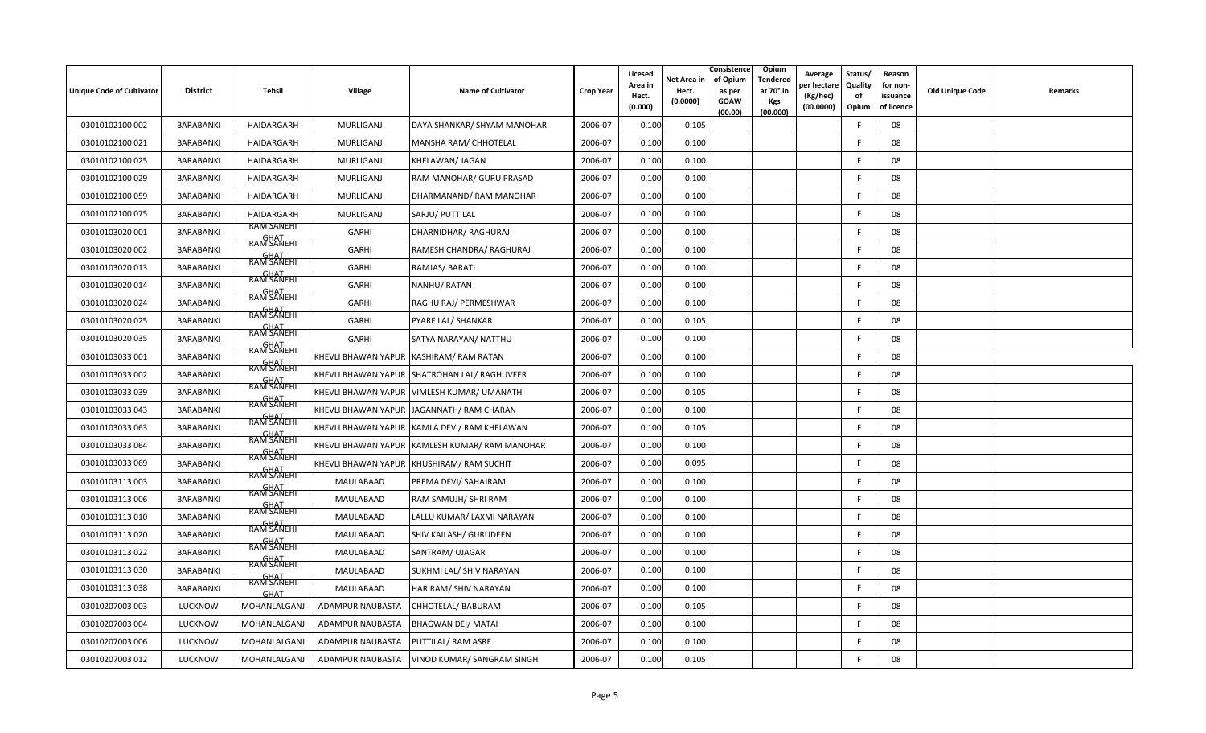| Unique Code of Cultivator | District | Tehsil | Village | Name of Cultivator | Crop Year | Licesed Area in Hect. (0.000) | Net Area in Hect. (0.0000) | Consistence of Opium as per GOAW (00.00) | Opium Tendered at 70° in Kgs (00.000) | Average per hectare (Kg/hec) (00.0000) | Status/ Quality of Opium | Reason for non-issuance of licence | Old Unique Code | Remarks |
|---|---|---|---|---|---|---|---|---|---|---|---|---|---|---|
| 03010102100 002 | BARABANKI | HAIDARGARH | MURLIGANJ | DAYA SHANKAR/ SHYAM MANOHAR | 2006-07 | 0.100 | 0.105 | | | | F | 08 | | |
| 03010102100 021 | BARABANKI | HAIDARGARH | MURLIGANJ | MANSHA RAM/ CHHOTELAL | 2006-07 | 0.100 | 0.100 | | | | F | 08 | | |
| 03010102100 025 | BARABANKI | HAIDARGARH | MURLIGANJ | KHELAWAN/ JAGAN | 2006-07 | 0.100 | 0.100 | | | | F | 08 | | |
| 03010102100 029 | BARABANKI | HAIDARGARH | MURLIGANJ | RAM MANOHAR/ GURU PRASAD | 2006-07 | 0.100 | 0.100 | | | | F | 08 | | |
| 03010102100 059 | BARABANKI | HAIDARGARH | MURLIGANJ | DHARMANAND/ RAM MANOHAR | 2006-07 | 0.100 | 0.100 | | | | F | 08 | | |
| 03010102100 075 | BARABANKI | HAIDARGARH | MURLIGANJ | SARJU/ PUTTILAL | 2006-07 | 0.100 | 0.100 | | | | F | 08 | | |
| 03010103020 001 | BARABANKI | RAM SANEHI GHAT | GARHI | DHARNIDHAR/ RAGHURAJ | 2006-07 | 0.100 | 0.100 | | | | F | 08 | | |
| 03010103020 002 | BARABANKI | RAM SANEHI GHAT | GARHI | RAMESH CHANDRA/ RAGHURAJ | 2006-07 | 0.100 | 0.100 | | | | F | 08 | | |
| 03010103020 013 | BARABANKI | RAM SANEHI GHAT | GARHI | RAMJAS/ BARATI | 2006-07 | 0.100 | 0.100 | | | | F | 08 | | |
| 03010103020 014 | BARABANKI | RAM SANEHI GHAT | GARHI | NANHU/ RATAN | 2006-07 | 0.100 | 0.100 | | | | F | 08 | | |
| 03010103020 024 | BARABANKI | RAM SANEHI GHAT | GARHI | RAGHU RAJ/ PERMESHWAR | 2006-07 | 0.100 | 0.100 | | | | F | 08 | | |
| 03010103020 025 | BARABANKI | RAM SANEHI GHAT | GARHI | PYARE LAL/ SHANKAR | 2006-07 | 0.100 | 0.105 | | | | F | 08 | | |
| 03010103020 035 | BARABANKI | RAM SANEHI GHAT | GARHI | SATYA NARAYAN/ NATTHU | 2006-07 | 0.100 | 0.100 | | | | F | 08 | | |
| 03010103033 001 | BARABANKI | RAM SANEHI GHAT | KHEVLI BHAWANIYAPUR | KASHIRAM/ RAM RATAN | 2006-07 | 0.100 | 0.100 | | | | F | 08 | | |
| 03010103033 002 | BARABANKI | RAM SANEHI GHAT | KHEVLI BHAWANIYAPUR | SHATROHAN LAL/ RAGHUVEER | 2006-07 | 0.100 | 0.100 | | | | F | 08 | | |
| 03010103033 039 | BARABANKI | RAM SANEHI GHAT | KHEVLI BHAWANIYAPUR | VIMLESH KUMAR/ UMANATH | 2006-07 | 0.100 | 0.105 | | | | F | 08 | | |
| 03010103033 043 | BARABANKI | RAM SANEHI GHAT | KHEVLI BHAWANIYAPUR | JAGANNATH/ RAM CHARAN | 2006-07 | 0.100 | 0.100 | | | | F | 08 | | |
| 03010103033 063 | BARABANKI | RAM SANEHI GHAT | KHEVLI BHAWANIYAPUR | KAMLA DEVI/ RAM KHELAWAN | 2006-07 | 0.100 | 0.105 | | | | F | 08 | | |
| 03010103033 064 | BARABANKI | RAM SANEHI GHAT | KHEVLI BHAWANIYAPUR | KAMLESH KUMAR/ RAM MANOHAR | 2006-07 | 0.100 | 0.100 | | | | F | 08 | | |
| 03010103033 069 | BARABANKI | RAM SANEHI GHAT | KHEVLI BHAWANIYAPUR | KHUSHIRAM/ RAM SUCHIT | 2006-07 | 0.100 | 0.095 | | | | F | 08 | | |
| 03010103113 003 | BARABANKI | RAM SANEHI GHAT | MAULABAAD | PREMA DEVI/ SAHAJRAM | 2006-07 | 0.100 | 0.100 | | | | F | 08 | | |
| 03010103113 006 | BARABANKI | RAM SANEHI GHAT | MAULABAAD | RAM SAMUJH/ SHRI RAM | 2006-07 | 0.100 | 0.100 | | | | F | 08 | | |
| 03010103113 010 | BARABANKI | RAM SANEHI GHAT | MAULABAAD | LALLU KUMAR/ LAXMI NARAYAN | 2006-07 | 0.100 | 0.100 | | | | F | 08 | | |
| 03010103113 020 | BARABANKI | RAM SANEHI GHAT | MAULABAAD | SHIV KAILASH/ GURUDEEN | 2006-07 | 0.100 | 0.100 | | | | F | 08 | | |
| 03010103113 022 | BARABANKI | RAM SANEHI GHAT | MAULABAAD | SANTRAM/ UJAGAR | 2006-07 | 0.100 | 0.100 | | | | F | 08 | | |
| 03010103113 030 | BARABANKI | RAM SANEHI GHAT | MAULABAAD | SUKHMI LAL/ SHIV NARAYAN | 2006-07 | 0.100 | 0.100 | | | | F | 08 | | |
| 03010103113 038 | BARABANKI | RAM SANEHI GHAT | MAULABAAD | HARIRAM/ SHIV NARAYAN | 2006-07 | 0.100 | 0.100 | | | | F | 08 | | |
| 03010207003 003 | LUCKNOW | MOHANLALGANJ | ADAMPUR NAUBASTA | CHHOTELAL/ BABURAM | 2006-07 | 0.100 | 0.105 | | | | F | 08 | | |
| 03010207003 004 | LUCKNOW | MOHANLALGANJ | ADAMPUR NAUBASTA | BHAGWAN DEI/ MATAI | 2006-07 | 0.100 | 0.100 | | | | F | 08 | | |
| 03010207003 006 | LUCKNOW | MOHANLALGANJ | ADAMPUR NAUBASTA | PUTTILAL/ RAM ASRE | 2006-07 | 0.100 | 0.100 | | | | F | 08 | | |
| 03010207003 012 | LUCKNOW | MOHANLALGANJ | ADAMPUR NAUBASTA | VINOD KUMAR/ SANGRAM SINGH | 2006-07 | 0.100 | 0.105 | | | | F | 08 | | |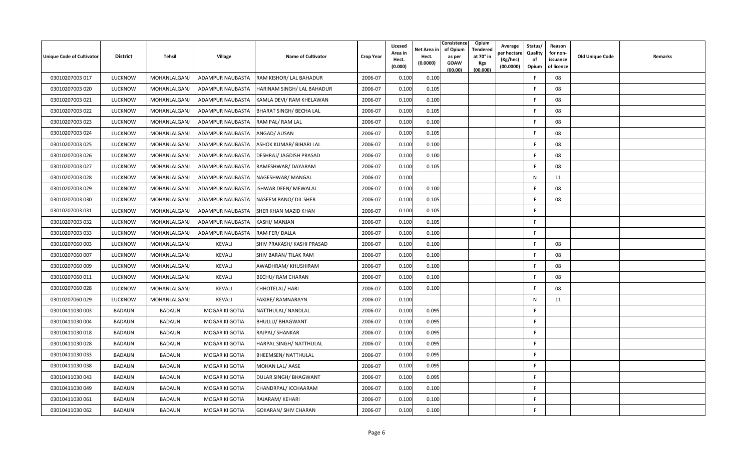| Unique Code of Cultivator | District | Tehsil | Village | Name of Cultivator | Crop Year | Licesed Area in Hect. (0.000) | Net Area in Hect. (0.0000) | Consistence of Opium as per GOAW (00.00) | Opium Tendered at 70° in Kgs (00.000) | Average per hectare (Kg/hec) (00.0000) | Status/ Quality of Opium | Reason for non-issuance of licence | Old Unique Code | Remarks |
|---|---|---|---|---|---|---|---|---|---|---|---|---|---|---|
| 03010207003 017 | LUCKNOW | MOHANLALGANJ | ADAMPUR NAUBASTA | RAM KISHOR/ LAL BAHADUR | 2006-07 | 0.100 | 0.100 | | | | F | 08 | | |
| 03010207003 020 | LUCKNOW | MOHANLALGANJ | ADAMPUR NAUBASTA | HARINAM SINGH/ LAL BAHADUR | 2006-07 | 0.100 | 0.105 | | | | F | 08 | | |
| 03010207003 021 | LUCKNOW | MOHANLALGANJ | ADAMPUR NAUBASTA | KAMLA DEVI/ RAM KHELAWAN | 2006-07 | 0.100 | 0.100 | | | | F | 08 | | |
| 03010207003 022 | LUCKNOW | MOHANLALGANJ | ADAMPUR NAUBASTA | BHARAT SINGH/ BECHA LAL | 2006-07 | 0.100 | 0.105 | | | | F | 08 | | |
| 03010207003 023 | LUCKNOW | MOHANLALGANJ | ADAMPUR NAUBASTA | RAM PAL/ RAM LAL | 2006-07 | 0.100 | 0.100 | | | | F | 08 | | |
| 03010207003 024 | LUCKNOW | MOHANLALGANJ | ADAMPUR NAUBASTA | ANGAD/ AUSAN | 2006-07 | 0.100 | 0.105 | | | | F | 08 | | |
| 03010207003 025 | LUCKNOW | MOHANLALGANJ | ADAMPUR NAUBASTA | ASHOK KUMAR/ BIHARI LAL | 2006-07 | 0.100 | 0.100 | | | | F | 08 | | |
| 03010207003 026 | LUCKNOW | MOHANLALGANJ | ADAMPUR NAUBASTA | DESHRAJ/ JAGDISH PRASAD | 2006-07 | 0.100 | 0.100 | | | | F | 08 | | |
| 03010207003 027 | LUCKNOW | MOHANLALGANJ | ADAMPUR NAUBASTA | RAMESHWAR/ DAYARAM | 2006-07 | 0.100 | 0.105 | | | | F | 08 | | |
| 03010207003 028 | LUCKNOW | MOHANLALGANJ | ADAMPUR NAUBASTA | NAGESHWAR/ MANGAL | 2006-07 | 0.100 | | | | | N | 11 | | |
| 03010207003 029 | LUCKNOW | MOHANLALGANJ | ADAMPUR NAUBASTA | ISHWAR DEEN/ MEWALAL | 2006-07 | 0.100 | 0.100 | | | | F | 08 | | |
| 03010207003 030 | LUCKNOW | MOHANLALGANJ | ADAMPUR NAUBASTA | NASEEM BANO/ DIL SHER | 2006-07 | 0.100 | 0.105 | | | | F | 08 | | |
| 03010207003 031 | LUCKNOW | MOHANLALGANJ | ADAMPUR NAUBASTA | SHER KHAN MAZID KHAN | 2006-07 | 0.100 | 0.105 | | | | F | | | |
| 03010207003 032 | LUCKNOW | MOHANLALGANJ | ADAMPUR NAUBASTA | KASHI/ MANJAN | 2006-07 | 0.100 | 0.105 | | | | F | | | |
| 03010207003 033 | LUCKNOW | MOHANLALGANJ | ADAMPUR NAUBASTA | RAM FER/ DALLA | 2006-07 | 0.100 | 0.100 | | | | F | | | |
| 03010207060 003 | LUCKNOW | MOHANLALGANJ | KEVALI | SHIV PRAKASH/ KASHI PRASAD | 2006-07 | 0.100 | 0.100 | | | | F | 08 | | |
| 03010207060 007 | LUCKNOW | MOHANLALGANJ | KEVALI | SHIV BARAN/ TILAK RAM | 2006-07 | 0.100 | 0.100 | | | | F | 08 | | |
| 03010207060 009 | LUCKNOW | MOHANLALGANJ | KEVALI | AWADHRAM/ KHUSHIRAM | 2006-07 | 0.100 | 0.100 | | | | F | 08 | | |
| 03010207060 011 | LUCKNOW | MOHANLALGANJ | KEVALI | BECHU/ RAM CHARAN | 2006-07 | 0.100 | 0.100 | | | | F | 08 | | |
| 03010207060 028 | LUCKNOW | MOHANLALGANJ | KEVALI | CHHOTELAL/ HARI | 2006-07 | 0.100 | 0.100 | | | | F | 08 | | |
| 03010207060 029 | LUCKNOW | MOHANLALGANJ | KEVALI | FAKIRE/ RAMNARAYN | 2006-07 | 0.100 | | | | | N | 11 | | |
| 03010411030 003 | BADAUN | BADAUN | MOGAR KI GOTIA | NATTHULAL/ NANDLAL | 2006-07 | 0.100 | 0.095 | | | | F | | | |
| 03010411030 004 | BADAUN | BADAUN | MOGAR KI GOTIA | BHULLU/ BHAGWANT | 2006-07 | 0.100 | 0.095 | | | | F | | | |
| 03010411030 018 | BADAUN | BADAUN | MOGAR KI GOTIA | RAJPAL/ SHANKAR | 2006-07 | 0.100 | 0.095 | | | | F | | | |
| 03010411030 028 | BADAUN | BADAUN | MOGAR KI GOTIA | HARPAL SINGH/ NATTHULAL | 2006-07 | 0.100 | 0.095 | | | | F | | | |
| 03010411030 033 | BADAUN | BADAUN | MOGAR KI GOTIA | BHEEMSEN/ NATTHULAL | 2006-07 | 0.100 | 0.095 | | | | F | | | |
| 03010411030 038 | BADAUN | BADAUN | MOGAR KI GOTIA | MOHAN LAL/ AASE | 2006-07 | 0.100 | 0.095 | | | | F | | | |
| 03010411030 043 | BADAUN | BADAUN | MOGAR KI GOTIA | DULAR SINGH/ BHAGWANT | 2006-07 | 0.100 | 0.095 | | | | F | | | |
| 03010411030 049 | BADAUN | BADAUN | MOGAR KI GOTIA | CHANDRPAL/ ICCHAARAM | 2006-07 | 0.100 | 0.100 | | | | F | | | |
| 03010411030 061 | BADAUN | BADAUN | MOGAR KI GOTIA | RAJARAM/ KEHARI | 2006-07 | 0.100 | 0.100 | | | | F | | | |
| 03010411030 062 | BADAUN | BADAUN | MOGAR KI GOTIA | GOKARAN/ SHIV CHARAN | 2006-07 | 0.100 | 0.100 | | | | F | | | |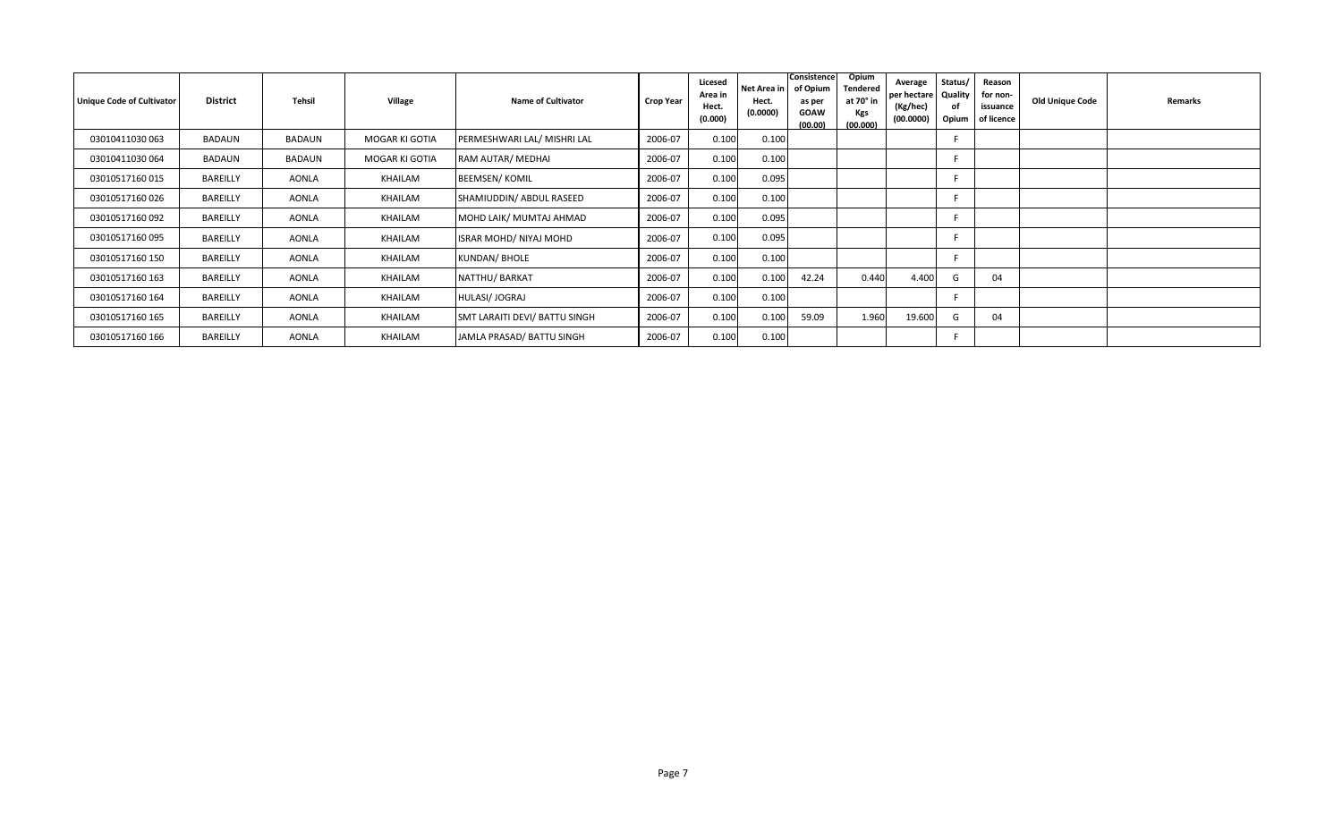| Unique Code of Cultivator | District | Tehsil | Village | Name of Cultivator | Crop Year | Licesed Area in Hect. (0.000) | Net Area in Hect. (0.0000) | Consistence of Opium as per GOAW (00.00) | Opium Tendered at 70° in Kgs (00.000) | Average per hectare (Kg/hec) (00.0000) | Status/ Quality of Opium | Reason for non-issuance of licence | Old Unique Code | Remarks |
|---|---|---|---|---|---|---|---|---|---|---|---|---|---|---|
| 03010411030 063 | BADAUN | BADAUN | MOGAR KI GOTIA | PERMESHWARI LAL/ MISHRI LAL | 2006-07 | 0.100 | 0.100 | | | | F | | | |
| 03010411030 064 | BADAUN | BADAUN | MOGAR KI GOTIA | RAM AUTAR/ MEDHAI | 2006-07 | 0.100 | 0.100 | | | | F | | | |
| 03010517160 015 | BAREILLY | AONLA | KHAILAM | BEEMSEN/ KOMIL | 2006-07 | 0.100 | 0.095 | | | | F | | | |
| 03010517160 026 | BAREILLY | AONLA | KHAILAM | SHAMIUDDIN/ ABDUL RASEED | 2006-07 | 0.100 | 0.100 | | | | F | | | |
| 03010517160 092 | BAREILLY | AONLA | KHAILAM | MOHD LAIK/ MUMTAJ AHMAD | 2006-07 | 0.100 | 0.095 | | | | F | | | |
| 03010517160 095 | BAREILLY | AONLA | KHAILAM | ISRAR MOHD/ NIYAJ MOHD | 2006-07 | 0.100 | 0.095 | | | | F | | | |
| 03010517160 150 | BAREILLY | AONLA | KHAILAM | KUNDAN/ BHOLE | 2006-07 | 0.100 | 0.100 | | | | F | | | |
| 03010517160 163 | BAREILLY | AONLA | KHAILAM | NATTHU/ BARKAT | 2006-07 | 0.100 | 0.100 | 42.24 | 0.440 | 4.400 | G | 04 | | |
| 03010517160 164 | BAREILLY | AONLA | KHAILAM | HULASI/ JOGRAJ | 2006-07 | 0.100 | 0.100 | | | | F | | | |
| 03010517160 165 | BAREILLY | AONLA | KHAILAM | SMT LARAITI DEVI/ BATTU SINGH | 2006-07 | 0.100 | 0.100 | 59.09 | 1.960 | 19.600 | G | 04 | | |
| 03010517160 166 | BAREILLY | AONLA | KHAILAM | JAMLA PRASAD/ BATTU SINGH | 2006-07 | 0.100 | 0.100 | | | | F | | | |